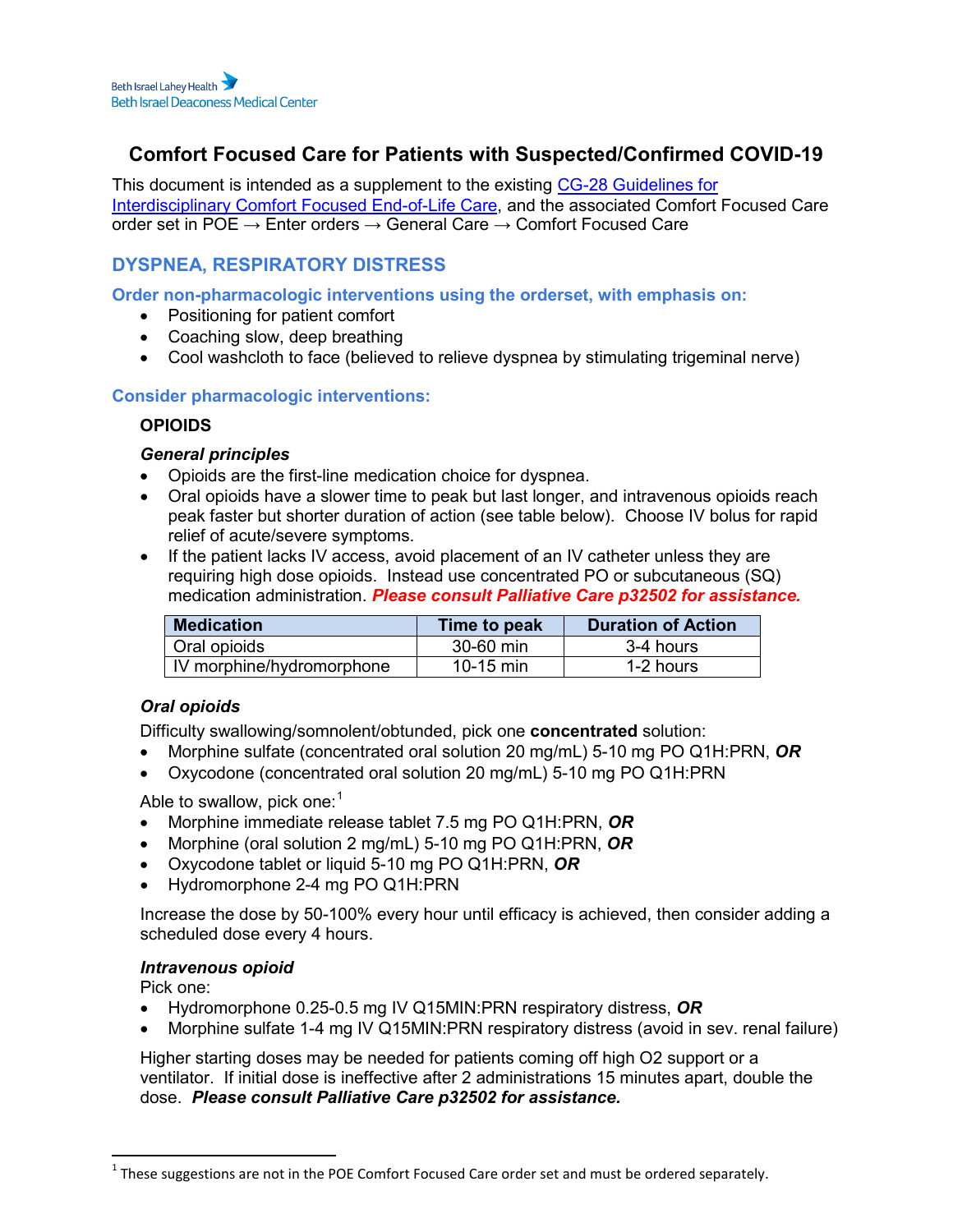Beth Israel Lahey Health
Beth Israel Deaconess Medical Center

# Comfort Focused Care for Patients with Suspected/Confirmed COVID-19

This document is intended as a supplement to the existing [CG-28 Guidelines for Interdisciplinary Comfort Focused End-of-Life Care](), and the associated Comfort Focused Care order set in POE → Enter orders → General Care → Comfort Focused Care

## DYSPNEA, RESPIRATORY DISTRESS

### Order non-pharmacologic interventions using the orderset, with emphasis on:

- Positioning for patient comfort
- Coaching slow, deep breathing
- Cool washcloth to face (believed to relieve dyspnea by stimulating trigeminal nerve)

### Consider pharmacologic interventions:

#### OPIOIDS

***General principles***

- Opioids are the first-line medication choice for dyspnea.
- Oral opioids have a slower time to peak but last longer, and intravenous opioids reach peak faster but shorter duration of action (see table below). Choose IV bolus for rapid relief of acute/severe symptoms.
- If the patient lacks IV access, avoid placement of an IV catheter unless they are requiring high dose opioids. Instead use concentrated PO or subcutaneous (SQ) medication administration. ***Please consult Palliative Care p32502 for assistance.***

| Medication | Time to peak | Duration of Action |
|---|---|---|
| Oral opioids | 30-60 min | 3-4 hours |
| IV morphine/hydromorphone | 10-15 min | 1-2 hours |

***Oral opioids***

Difficulty swallowing/somnolent/obtunded, pick one **concentrated** solution:

- Morphine sulfate (concentrated oral solution 20 mg/mL) 5-10 mg PO Q1H:PRN, ***OR***
- Oxycodone (concentrated oral solution 20 mg/mL) 5-10 mg PO Q1H:PRN

Able to swallow, pick one:[1]

- Morphine immediate release tablet 7.5 mg PO Q1H:PRN, ***OR***
- Morphine (oral solution 2 mg/mL) 5-10 mg PO Q1H:PRN, ***OR***
- Oxycodone tablet or liquid 5-10 mg PO Q1H:PRN, ***OR***
- Hydromorphone 2-4 mg PO Q1H:PRN

Increase the dose by 50-100% every hour until efficacy is achieved, then consider adding a scheduled dose every 4 hours.

***Intravenous opioid***

Pick one:

- Hydromorphone 0.25-0.5 mg IV Q15MIN:PRN respiratory distress, ***OR***
- Morphine sulfate 1-4 mg IV Q15MIN:PRN respiratory distress (avoid in sev. renal failure)

Higher starting doses may be needed for patients coming off high O2 support or a ventilator. If initial dose is ineffective after 2 administrations 15 minutes apart, double the dose. ***Please consult Palliative Care p32502 for assistance.***

---

[1] These suggestions are not in the POE Comfort Focused Care order set and must be ordered separately.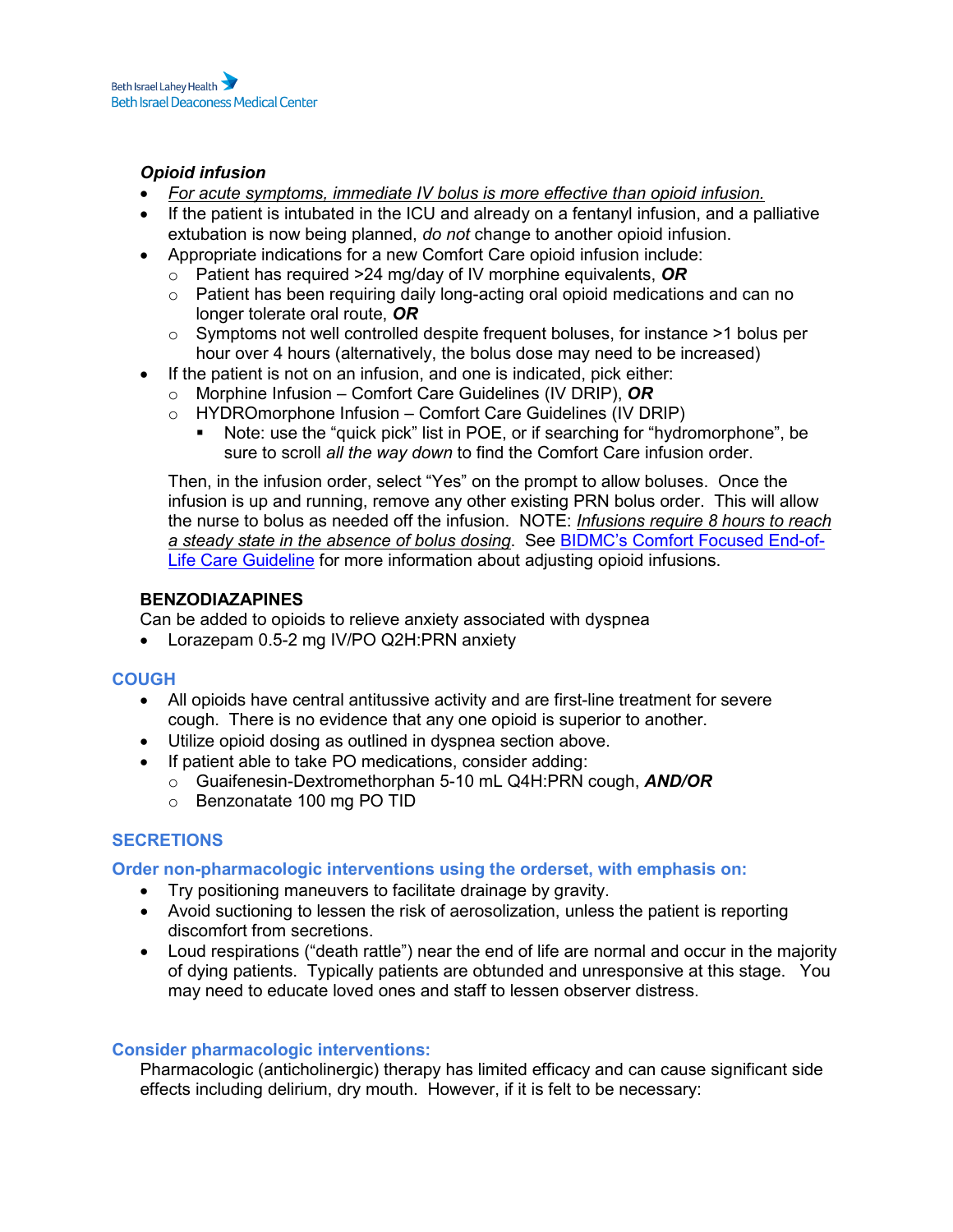#### *Opioid infusion*

- *For acute symptoms, immediate IV bolus is more effective than opioid infusion.*
- If the patient is intubated in the ICU and already on a fentanyl infusion, and a palliative extubation is now being planned, *do not* change to another opioid infusion.
- Appropriate indications for a new Comfort Care opioid infusion include:
  - Patient has required >24 mg/day of IV morphine equivalents, ***OR***
  - Patient has been requiring daily long-acting oral opioid medications and can no longer tolerate oral route, ***OR***
  - Symptoms not well controlled despite frequent boluses, for instance >1 bolus per hour over 4 hours (alternatively, the bolus dose may need to be increased)
- If the patient is not on an infusion, and one is indicated, pick either:
  - Morphine Infusion – Comfort Care Guidelines (IV DRIP), ***OR***
  - HYDROmorphone Infusion – Comfort Care Guidelines (IV DRIP)
    - Note: use the "quick pick" list in POE, or if searching for "hydromorphone", be sure to scroll *all the way down* to find the Comfort Care infusion order.

  Then, in the infusion order, select "Yes" on the prompt to allow boluses. Once the infusion is up and running, remove any other existing PRN bolus order. This will allow the nurse to bolus as needed off the infusion. NOTE: *Infusions require 8 hours to reach a steady state in the absence of bolus dosing*. See [BIDMC's Comfort Focused End-of-Life Care Guideline]() for more information about adjusting opioid infusions.

#### BENZODIAZAPINES

Can be added to opioids to relieve anxiety associated with dyspnea

- Lorazepam 0.5-2 mg IV/PO Q2H:PRN anxiety

## COUGH

- All opioids have central antitussive activity and are first-line treatment for severe cough. There is no evidence that any one opioid is superior to another.
- Utilize opioid dosing as outlined in dyspnea section above.
- If patient able to take PO medications, consider adding:
  - Guaifenesin-Dextromethorphan 5-10 mL Q4H:PRN cough, ***AND/OR***
  - Benzonatate 100 mg PO TID

## SECRETIONS

### Order non-pharmacologic interventions using the orderset, with emphasis on:

- Try positioning maneuvers to facilitate drainage by gravity.
- Avoid suctioning to lessen the risk of aerosolization, unless the patient is reporting discomfort from secretions.
- Loud respirations ("death rattle") near the end of life are normal and occur in the majority of dying patients. Typically patients are obtunded and unresponsive at this stage. You may need to educate loved ones and staff to lessen observer distress.

### Consider pharmacologic interventions:

Pharmacologic (anticholinergic) therapy has limited efficacy and can cause significant side effects including delirium, dry mouth. However, if it is felt to be necessary: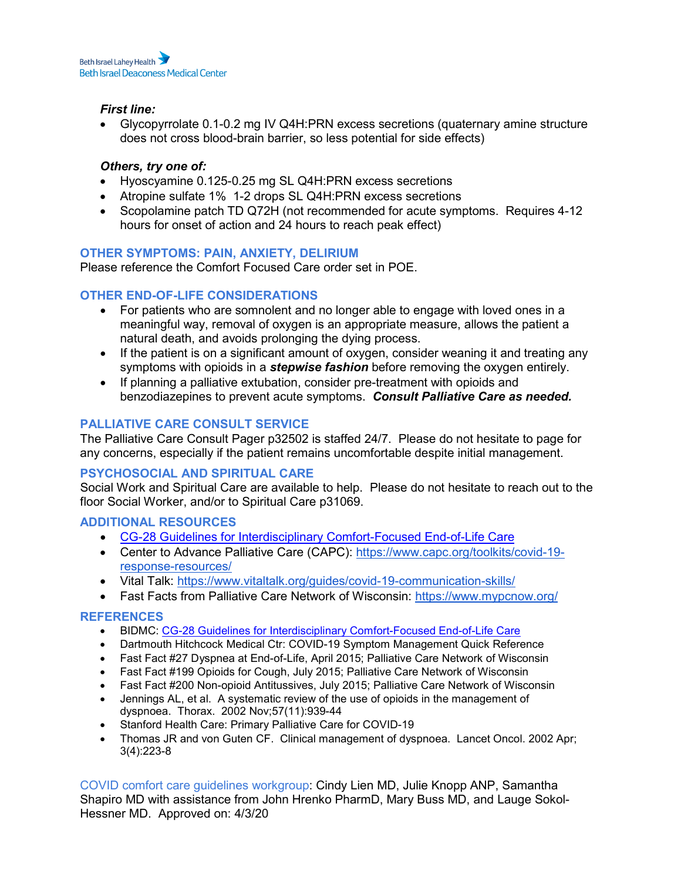***First line:***

- Glycopyrrolate 0.1-0.2 mg IV Q4H:PRN excess secretions (quaternary amine structure does not cross blood-brain barrier, so less potential for side effects)

***Others, try one of:***

- Hyoscyamine 0.125-0.25 mg SL Q4H:PRN excess secretions
- Atropine sulfate 1% 1-2 drops SL Q4H:PRN excess secretions
- Scopolamine patch TD Q72H (not recommended for acute symptoms. Requires 4-12 hours for onset of action and 24 hours to reach peak effect)

## OTHER SYMPTOMS: PAIN, ANXIETY, DELIRIUM

Please reference the Comfort Focused Care order set in POE.

## OTHER END-OF-LIFE CONSIDERATIONS

- For patients who are somnolent and no longer able to engage with loved ones in a meaningful way, removal of oxygen is an appropriate measure, allows the patient a natural death, and avoids prolonging the dying process.
- If the patient is on a significant amount of oxygen, consider weaning it and treating any symptoms with opioids in a ***stepwise fashion*** before removing the oxygen entirely.
- If planning a palliative extubation, consider pre-treatment with opioids and benzodiazepines to prevent acute symptoms. ***Consult Palliative Care as needed.***

## PALLIATIVE CARE CONSULT SERVICE

The Palliative Care Consult Pager p32502 is staffed 24/7. Please do not hesitate to page for any concerns, especially if the patient remains uncomfortable despite initial management.

## PSYCHOSOCIAL AND SPIRITUAL CARE

Social Work and Spiritual Care are available to help. Please do not hesitate to reach out to the floor Social Worker, and/or to Spiritual Care p31069.

## ADDITIONAL RESOURCES

- CG-28 Guidelines for Interdisciplinary Comfort-Focused End-of-Life Care
- Center to Advance Palliative Care (CAPC): https://www.capc.org/toolkits/covid-19-response-resources/
- Vital Talk: https://www.vitaltalk.org/guides/covid-19-communication-skills/
- Fast Facts from Palliative Care Network of Wisconsin: https://www.mypcnow.org/

## REFERENCES

- BIDMC: CG-28 Guidelines for Interdisciplinary Comfort-Focused End-of-Life Care
- Dartmouth Hitchcock Medical Ctr: COVID-19 Symptom Management Quick Reference
- Fast Fact #27 Dyspnea at End-of-Life, April 2015; Palliative Care Network of Wisconsin
- Fast Fact #199 Opioids for Cough, July 2015; Palliative Care Network of Wisconsin
- Fast Fact #200 Non-opioid Antitussives, July 2015; Palliative Care Network of Wisconsin
- Jennings AL, et al. A systematic review of the use of opioids in the management of dyspnoea. Thorax. 2002 Nov;57(11):939-44
- Stanford Health Care: Primary Palliative Care for COVID-19
- Thomas JR and von Guten CF. Clinical management of dyspnoea. Lancet Oncol. 2002 Apr; 3(4):223-8

COVID comfort care guidelines workgroup: Cindy Lien MD, Julie Knopp ANP, Samantha Shapiro MD with assistance from John Hrenko PharmD, Mary Buss MD, and Lauge Sokol-Hessner MD. Approved on: 4/3/20